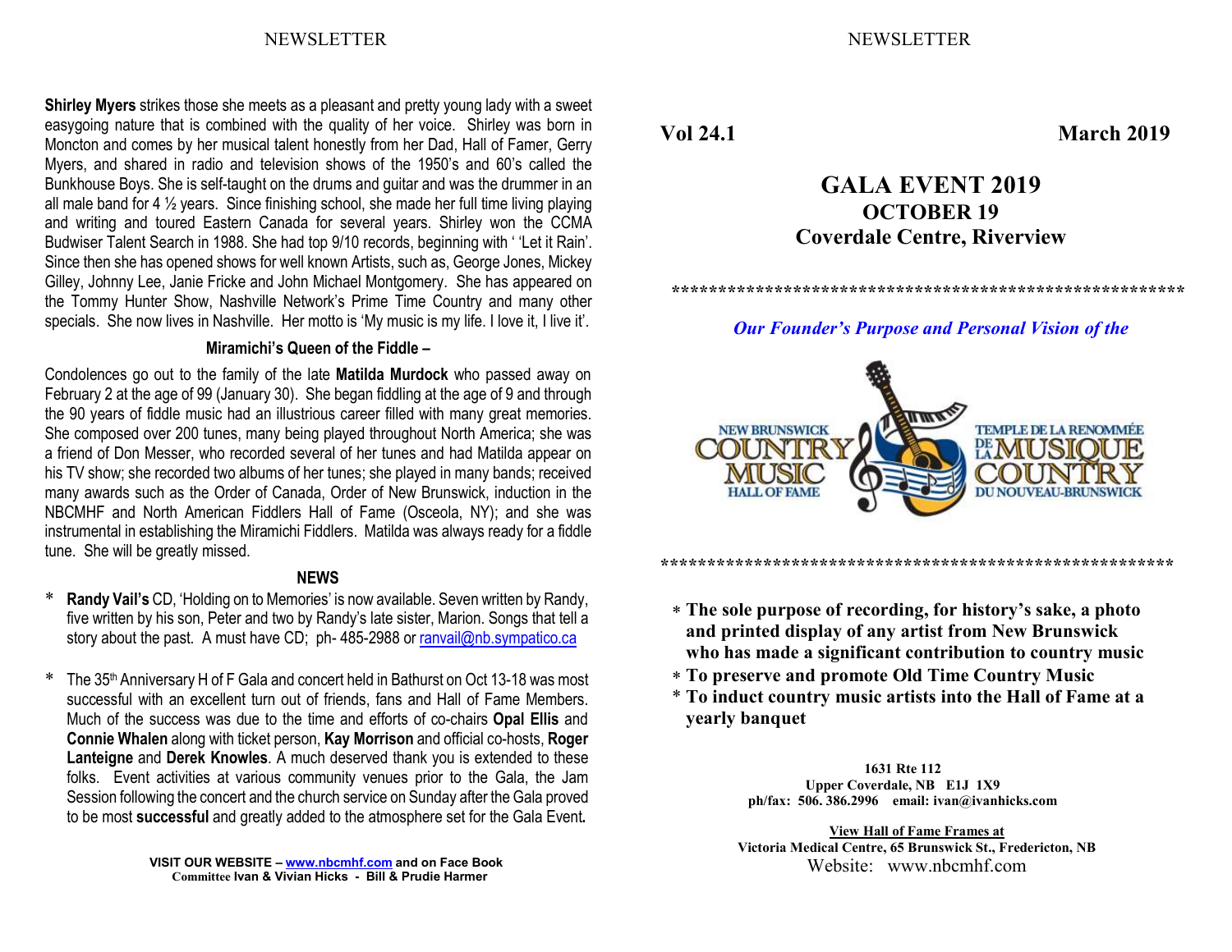**Shirley Myers** strikes those she meets as a pleasant and pretty young lady with a sweet easygoing nature that is combined with the quality of her voice. Shirley was born in Moncton and comes by her musical talent honestly from her Dad, Hall of Famer, Gerry Myers, and shared in radio and television shows of the 1950's and 60's called the Bunkhouse Boys. She is self-taught on the drums and guitar and was the drummer in an all male band for 4 ½ years. Since finishing school, she made her full time living playing and writing and toured Eastern Canada for several years. Shirley won the CCMA Budwiser Talent Search in 1988. She had top 9/10 records, beginning with ' 'Let it Rain'. Since then she has opened shows for well known Artists, such as, George Jones, Mickey Gilley, Johnny Lee, Janie Fricke and John Michael Montgomery. She has appeared on the Tommy Hunter Show, Nashville Network's Prime Time Country and many other specials. She now lives in Nashville. Her motto is 'My music is my life. I love it, I live it'.

### Miramichi's Queen of the Fiddle –

Condolences go out to the family of the late **Matilda Murdock** who passed away on February 2 at the age of 99 (January 30). She began fiddling at the age of 9 and through the 90 years of fiddle music had an illustrious career filled with many great memories. She composed over 200 tunes, many being played throughout North America; she was a friend of Don Messer, who recorded several of her tunes and had Matilda appear on his TV show; she recorded two albums of her tunes; she played in many bands; received many awards such as the Order of Canada, Order of New Brunswick, induction in the NBCMHF and North American Fiddlers Hall of Fame (Osceola, NY); and she was instrumental in establishing the Miramichi Fiddlers. Matilda was always ready for a fiddle tune. She will be greatly missed.

### NEWS

* **Randy Vail's** CD, 'Holding on to Memories' is now available. Seven written by Randy, five written by his son, Peter and two by Randy's late sister, Marion. Songs that tell a story about the past. A must have CD; ph- 485-2988 or ranvail@nb.sympatico.ca

* The 35th Anniversary H of F Gala and concert held in Bathurst on Oct 13-18 was most successful with an excellent turn out of friends, fans and Hall of Fame Members. Much of the success was due to the time and efforts of co-chairs **Opal Ellis** and **Connie Whalen** along with ticket person, **Kay Morrison** and official co-hosts, **Roger Lanteigne** and **Derek Knowles**. A much deserved thank you is extended to these folks. Event activities at various community venues prior to the Gala, the Jam Session following the concert and the church service on Sunday after the Gala proved to be most **successful** and greatly added to the atmosphere set for the Gala Event.

**VISIT OUR WEBSITE – www.nbcmhf.com and on Face Book**
Committee **Ivan & Vivian Hicks - Bill & Prudie Harmer**

**Vol 24.1** **March 2019**

## GALA EVENT 2019
### OCTOBER 19
### Coverdale Centre, Riverview

************************************************************

***Our Founder's Purpose and Personal Vision of the***

NEW BRUNSWICK COUNTRY MUSIC HALL OF FAME
TEMPLE DE LA RENOMMÉE DE LA MUSIQUE COUNTRY DU NOUVEAU-BRUNSWICK

************************************************************

* **The sole purpose of recording, for history's sake, a photo and printed display of any artist from New Brunswick who has made a significant contribution to country music**
* **To preserve and promote Old Time Country Music**
* **To induct country music artists into the Hall of Fame at a yearly banquet**

**1631 Rte 112**
**Upper Coverdale, NB E1J 1X9**
**ph/fax: 506. 386.2996 email: ivan@ivanhicks.com**

**View Hall of Fame Frames at**
**Victoria Medical Centre, 65 Brunswick St., Fredericton, NB**
Website: www.nbcmhf.com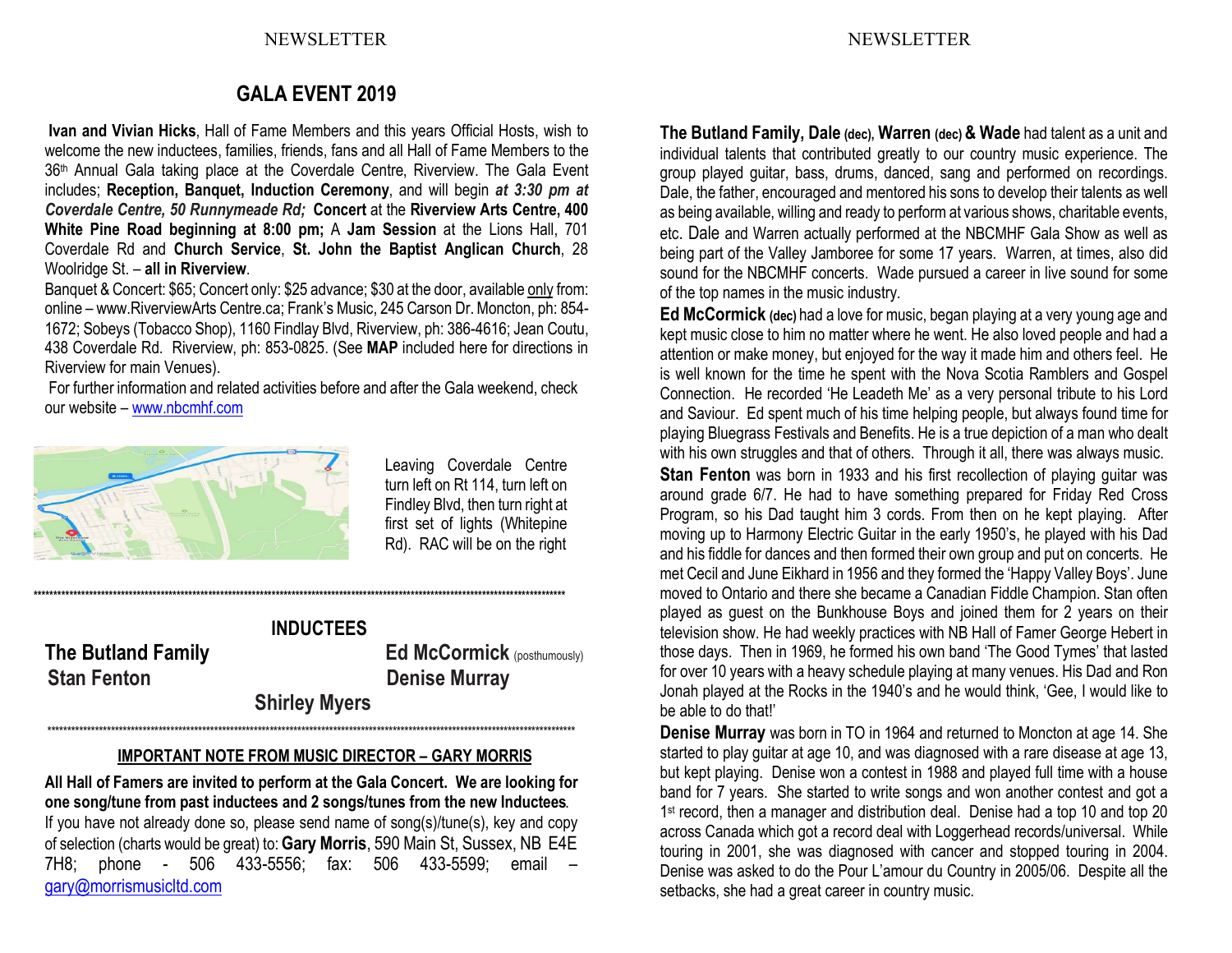# GALA EVENT 2019

**Ivan and Vivian Hicks**, Hall of Fame Members and this years Official Hosts, wish to welcome the new inductees, families, friends, fans and all Hall of Fame Members to the 36th Annual Gala taking place at the Coverdale Centre, Riverview. The Gala Event includes; **Reception, Banquet, Induction Ceremony**, and will begin ***at 3:30 pm at Coverdale Centre, 50 Runnymeade Rd;*** **Concert** at the **Riverview Arts Centre, 400 White Pine Road beginning at 8:00 pm;** A **Jam Session** at the Lions Hall, 701 Coverdale Rd and **Church Service**, **St. John the Baptist Anglican Church**, 28 Woolridge St. – **all in Riverview**.

Banquet & Concert: $65; Concert only: $25 advance; $30 at the door, available only from: online – www.RiverviewArts Centre.ca; Frank's Music, 245 Carson Dr. Moncton, ph: 854-1672; Sobeys (Tobacco Shop), 1160 Findlay Blvd, Riverview, ph: 386-4616; Jean Coutu, 438 Coverdale Rd. Riverview, ph: 853-0825. (See **MAP** included here for directions in Riverview for main Venues).

For further information and related activities before and after the Gala weekend, check our website – www.nbcmhf.com

Leaving Coverdale Centre turn left on Rt 114, turn left on Findley Blvd, then turn right at first set of lights (Whitepine Rd). RAC will be on the right

---

## INDUCTEES

**The Butland Family**
**Ed McCormick** (posthumously)
**Stan Fenton**
**Denise Murray**
**Shirley Myers**

---

### IMPORTANT NOTE FROM MUSIC DIRECTOR – GARY MORRIS

**All Hall of Famers are invited to perform at the Gala Concert. We are looking for one song/tune from past inductees and 2 songs/tunes from the new Inductees**.
If you have not already done so, please send name of song(s)/tune(s), key and copy of selection (charts would be great) to: **Gary Morris**, 590 Main St, Sussex, NB E4E 7H8; phone - 506 433-5556; fax: 506 433-5599; email – gary@morrismusicltd.com

**The Butland Family, Dale** (dec)**, Warren** (dec) **& Wade** had talent as a unit and individual talents that contributed greatly to our country music experience. The group played guitar, bass, drums, danced, sang and performed on recordings. Dale, the father, encouraged and mentored his sons to develop their talents as well as being available, willing and ready to perform at various shows, charitable events, etc. Dale and Warren actually performed at the NBCMHF Gala Show as well as being part of the Valley Jamboree for some 17 years. Warren, at times, also did sound for the NBCMHF concerts. Wade pursued a career in live sound for some of the top names in the music industry.

**Ed McCormick** (dec) had a love for music, began playing at a very young age and kept music close to him no matter where he went. He also loved people and had a attention or make money, but enjoyed for the way it made him and others feel. He is well known for the time he spent with the Nova Scotia Ramblers and Gospel Connection. He recorded 'He Leadeth Me' as a very personal tribute to his Lord and Saviour. Ed spent much of his time helping people, but always found time for playing Bluegrass Festivals and Benefits. He is a true depiction of a man who dealt with his own struggles and that of others. Through it all, there was always music.

**Stan Fenton** was born in 1933 and his first recollection of playing guitar was around grade 6/7. He had to have something prepared for Friday Red Cross Program, so his Dad taught him 3 cords. From then on he kept playing. After moving up to Harmony Electric Guitar in the early 1950's, he played with his Dad and his fiddle for dances and then formed their own group and put on concerts. He met Cecil and June Eikhard in 1956 and they formed the 'Happy Valley Boys'. June moved to Ontario and there she became a Canadian Fiddle Champion. Stan often played as guest on the Bunkhouse Boys and joined them for 2 years on their television show. He had weekly practices with NB Hall of Famer George Hebert in those days. Then in 1969, he formed his own band 'The Good Tymes' that lasted for over 10 years with a heavy schedule playing at many venues. His Dad and Ron Jonah played at the Rocks in the 1940's and he would think, 'Gee, I would like to be able to do that!'

**Denise Murray** was born in TO in 1964 and returned to Moncton at age 14. She started to play guitar at age 10, and was diagnosed with a rare disease at age 13, but kept playing. Denise won a contest in 1988 and played full time with a house band for 7 years. She started to write songs and won another contest and got a 1st record, then a manager and distribution deal. Denise had a top 10 and top 20 across Canada which got a record deal with Loggerhead records/universal. While touring in 2001, she was diagnosed with cancer and stopped touring in 2004. Denise was asked to do the Pour L'amour du Country in 2005/06. Despite all the setbacks, she had a great career in country music.